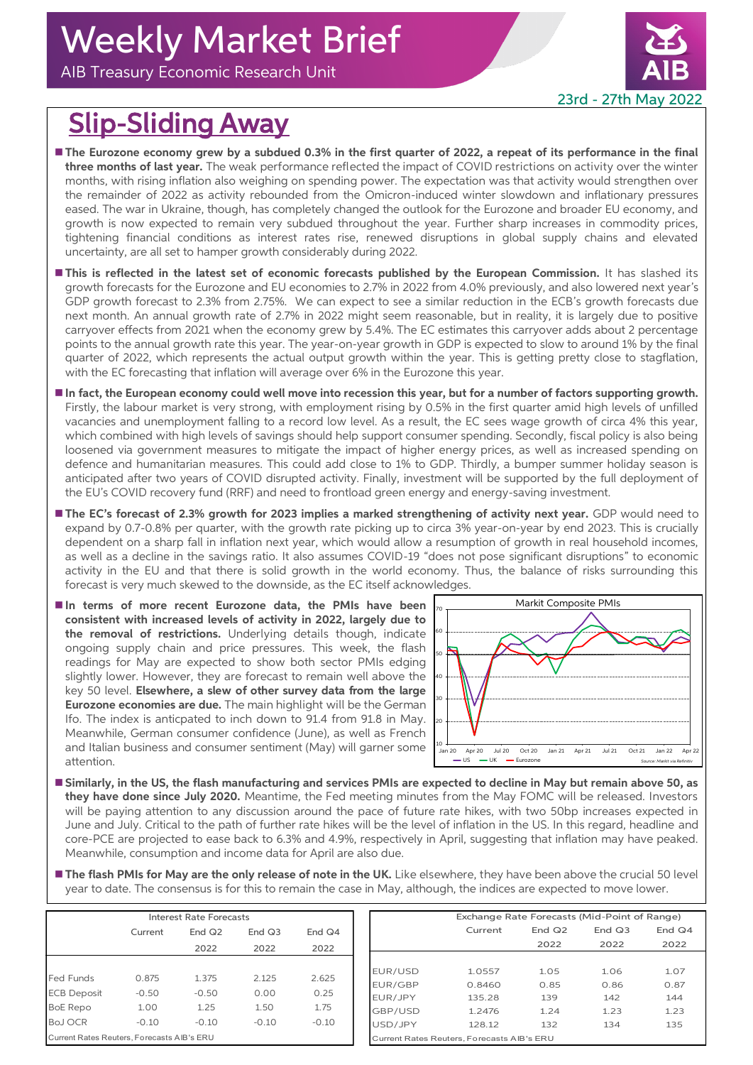# Weekly Market Brief

AIB Treasury Economic Research Unit

23rd - 27th May 2022

## Slip-Sliding Away

- **The Eurozone economy grew by a subdued 0.3% in the first quarter of 2022, a repeat of its performance in the final three months of last year.** The weak performance reflected the impact of COVID restrictions on activity over the winter months, with rising inflation also weighing on spending power. The expectation was that activity would strengthen over the remainder of 2022 as activity rebounded from the Omicron-induced winter slowdown and inflationary pressures eased. The war in Ukraine, though, has completely changed the outlook for the Eurozone and broader EU economy, and growth is now expected to remain very subdued throughout the year. Further sharp increases in commodity prices, tightening financial conditions as interest rates rise, renewed disruptions in global supply chains and elevated uncertainty, are all set to hamper growth considerably during 2022.

- **This is reflected in the latest set of economic forecasts published by the European Commission.** It has slashed its growth forecasts for the Eurozone and EU economies to 2.7% in 2022 from 4.0% previously, and also lowered next year's GDP growth forecast to 2.3% from 2.75%. We can expect to see a similar reduction in the ECB's growth forecasts due next month. An annual growth rate of 2.7% in 2022 might seem reasonable, but in reality, it is largely due to positive carryover effects from 2021 when the economy grew by 5.4%. The EC estimates this carryover adds about 2 percentage points to the annual growth rate this year. The year-on-year growth in GDP is expected to slow to around 1% by the final quarter of 2022, which represents the actual output growth within the year. This is getting pretty close to stagflation, with the EC forecasting that inflation will average over 6% in the Eurozone this year.

- **In fact, the European economy could well move into recession this year, but for a number of factors supporting growth.** Firstly, the labour market is very strong, with employment rising by 0.5% in the first quarter amid high levels of unfilled vacancies and unemployment falling to a record low level. As a result, the EC sees wage growth of circa 4% this year, which combined with high levels of savings should help support consumer spending. Secondly, fiscal policy is also being loosened via government measures to mitigate the impact of higher energy prices, as well as increased spending on defence and humanitarian measures. This could add close to 1% to GDP. Thirdly, a bumper summer holiday season is anticipated after two years of COVID disrupted activity. Finally, investment will be supported by the full deployment of the EU's COVID recovery fund (RRF) and need to frontload green energy and energy-saving investment.

- **The EC's forecast of 2.3% growth for 2023 implies a marked strengthening of activity next year.** GDP would need to expand by 0.7-0.8% per quarter, with the growth rate picking up to circa 3% year-on-year by end 2023. This is crucially dependent on a sharp fall in inflation next year, which would allow a resumption of growth in real household incomes, as well as a decline in the savings ratio. It also assumes COVID-19 "does not pose significant disruptions" to economic activity in the EU and that there is solid growth in the world economy. Thus, the balance of risks surrounding this forecast is very much skewed to the downside, as the EC itself acknowledges.

- **In terms of more recent Eurozone data, the PMIs have been consistent with increased levels of activity in 2022, largely due to the removal of restrictions.** Underlying details though, indicate ongoing supply chain and price pressures. This week, the flash readings for May are expected to show both sector PMIs edging slightly lower. However, they are forecast to remain well above the key 50 level. **Elsewhere, a slew of other survey data from the large Eurozone economies are due.** The main highlight will be the German Ifo. The index is anticpated to inch down to 91.4 from 91.8 in May. Meanwhile, German consumer confidence (June), as well as French and Italian business and consumer sentiment (May) will garner some attention.

Markit Composite PMIs

Source: Markit via Refinitiv

- **Similarly, in the US, the flash manufacturing and services PMIs are expected to decline in May but remain above 50, as they have done since July 2020.** Meantime, the Fed meeting minutes from the May FOMC will be released. Investors will be paying attention to any discussion around the pace of future rate hikes, with two 50bp increases expected in June and July. Critical to the path of further rate hikes will be the level of inflation in the US. In this regard, headline and core-PCE are projected to ease back to 6.3% and 4.9%, respectively in April, suggesting that inflation may have peaked. Meanwhile, consumption and income data for April are also due.

- **The flash PMIs for May are the only release of note in the UK.** Like elsewhere, they have been above the crucial 50 level year to date. The consensus is for this to remain the case in May, although, the indices are expected to move lower.

| Interest Rate Forecasts | | | | |
|---|---|---|---|---|
| | Current | End Q2 2022 | End Q3 2022 | End Q4 2022 |
| Fed Funds | 0.875 | 1.375 | 2.125 | 2.625 |
| ECB Deposit | -0.50 | -0.50 | 0.00 | 0.25 |
| BoE Repo | 1.00 | 1.25 | 1.50 | 1.75 |
| BoJ OCR | -0.10 | -0.10 | -0.10 | -0.10 |

Current Rates Reuters, Forecasts AIB's ERU

| Exchange Rate Forecasts (Mid-Point of Range) | | | | |
|---|---|---|---|---|
| | Current | End Q2 2022 | End Q3 2022 | End Q4 2022 |
| EUR/USD | 1.0557 | 1.05 | 1.06 | 1.07 |
| EUR/GBP | 0.8460 | 0.85 | 0.86 | 0.87 |
| EUR/JPY | 135.28 | 139 | 142 | 144 |
| GBP/USD | 1.2476 | 1.24 | 1.23 | 1.23 |
| USD/JPY | 128.12 | 132 | 134 | 135 |

Current Rates Reuters, Forecasts AIB's ERU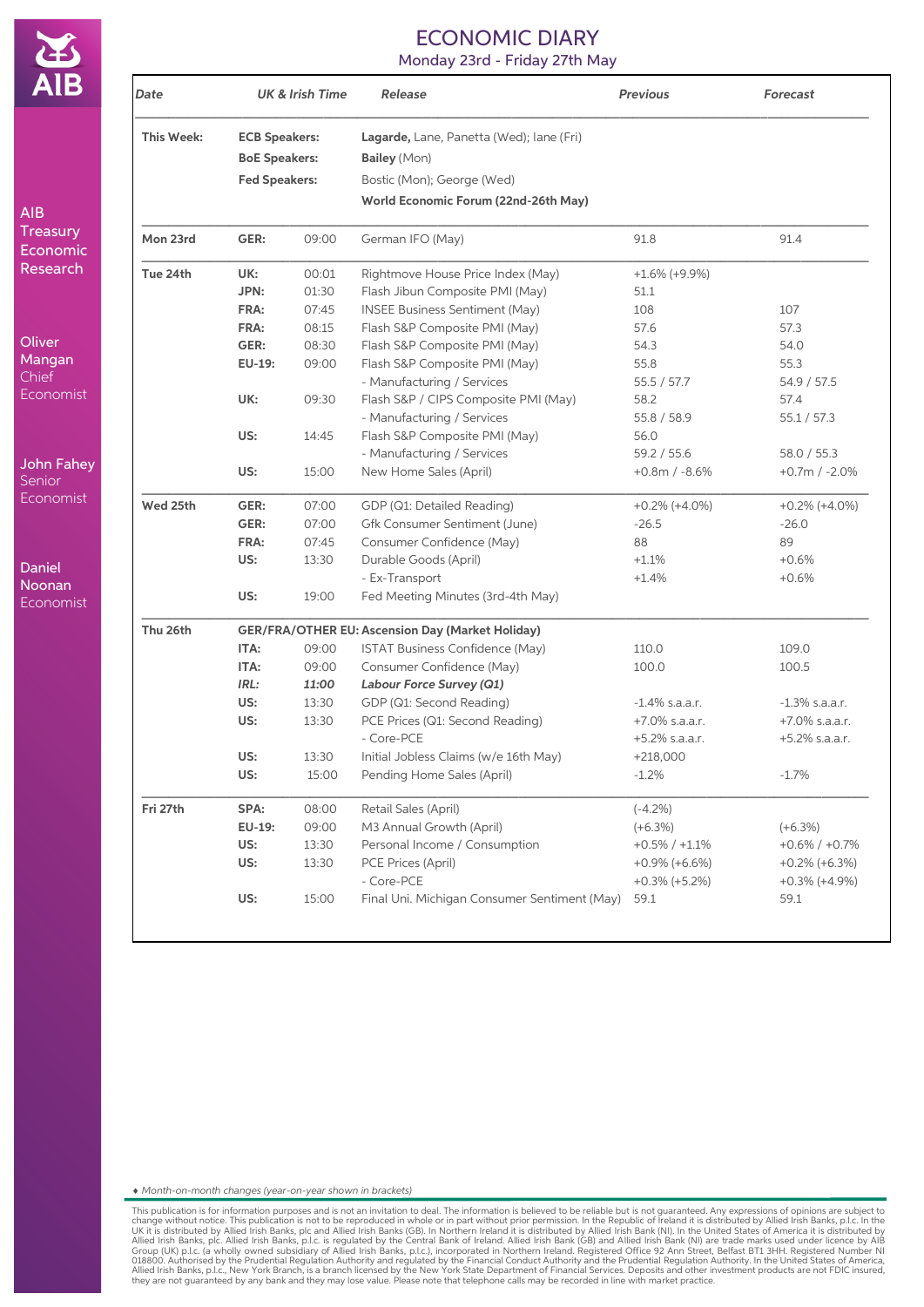# ECONOMIC DIARY

## Monday 23rd - Friday 27th May

AIB Treasury Economic Research

Oliver Mangan Chief Economist

John Fahey Senior Economist

Daniel Noonan Economist

| *Date* | *UK & Irish Time* | | *Release* | *Previous* | *Forecast* |
|---|---|---|---|---|---|
| **This Week:** | **ECB Speakers:** | | **Lagarde**, Lane, Panetta (Wed); lane (Fri) | | |
| | **BoE Speakers:** | | **Bailey** (Mon) | | |
| | **Fed Speakers:** | | Bostic (Mon); George (Wed) | | |
| | | | **World Economic Forum (22nd-26th May)** | | |
| **Mon 23rd** | **GER:** | 09:00 | German IFO (May) | 91.8 | 91.4 |
| **Tue 24th** | **UK:** | 00:01 | Rightmove House Price Index (May) | +1.6% (+9.9%) | |
| | **JPN:** | 01:30 | Flash Jibun Composite PMI (May) | 51.1 | |
| | **FRA:** | 07:45 | INSEE Business Sentiment (May) | 108 | 107 |
| | **FRA:** | 08:15 | Flash S&P Composite PMI (May) | 57.6 | 57.3 |
| | **GER:** | 08:30 | Flash S&P Composite PMI (May) | 54.3 | 54.0 |
| | **EU-19:** | 09:00 | Flash S&P Composite PMI (May) | 55.8 | 55.3 |
| | | | - Manufacturing / Services | 55.5 / 57.7 | 54.9 / 57.5 |
| | **UK:** | 09:30 | Flash S&P / CIPS Composite PMI (May) | 58.2 | 57.4 |
| | | | - Manufacturing / Services | 55.8 / 58.9 | 55.1 / 57.3 |
| | **US:** | 14:45 | Flash S&P Composite PMI (May) | 56.0 | |
| | | | - Manufacturing / Services | 59.2 / 55.6 | 58.0 / 55.3 |
| | **US:** | 15:00 | New Home Sales (April) | +0.8m / -8.6% | +0.7m / -2.0% |
| **Wed 25th** | **GER:** | 07:00 | GDP (Q1: Detailed Reading) | +0.2% (+4.0%) | +0.2% (+4.0%) |
| | **GER:** | 07:00 | Gfk Consumer Sentiment (June) | -26.5 | -26.0 |
| | **FRA:** | 07:45 | Consumer Confidence (May) | 88 | 89 |
| | **US:** | 13:30 | Durable Goods (April) | +1.1% | +0.6% |
| | | | - Ex-Transport | +1.4% | +0.6% |
| | **US:** | 19:00 | Fed Meeting Minutes (3rd-4th May) | | |
| **Thu 26th** | **GER/FRA/OTHER EU: Ascension Day (Market Holiday)** | | | | |
| | **ITA:** | 09:00 | ISTAT Business Confidence (May) | 110.0 | 109.0 |
| | **ITA:** | 09:00 | Consumer Confidence (May) | 100.0 | 100.5 |
| | ***IRL:*** | ***11:00*** | ***Labour Force Survey (Q1)*** | | |
| | **US:** | 13:30 | GDP (Q1: Second Reading) | -1.4% s.a.a.r. | -1.3% s.a.a.r. |
| | **US:** | 13:30 | PCE Prices (Q1: Second Reading) | +7.0% s.a.a.r. | +7.0% s.a.a.r. |
| | | | - Core-PCE | +5.2% s.a.a.r. | +5.2% s.a.a.r. |
| | **US:** | 13:30 | Initial Jobless Claims (w/e 16th May) | +218,000 | |
| | **US:** | 15:00 | Pending Home Sales (April) | -1.2% | -1.7% |
| **Fri 27th** | **SPA:** | 08:00 | Retail Sales (April) | (-4.2%) | |
| | **EU-19:** | 09:00 | M3 Annual Growth (April) | (+6.3%) | (+6.3%) |
| | **US:** | 13:30 | Personal Income / Consumption | +0.5% / +1.1% | +0.6% / +0.7% |
| | **US:** | 13:30 | PCE Prices (April) | +0.9% (+6.6%) | +0.2% (+6.3%) |
| | | | - Core-PCE | +0.3% (+5.2%) | +0.3% (+4.9%) |
| | **US:** | 15:00 | Final Uni. Michigan Consumer Sentiment (May) | 59.1 | 59.1 |

*♦ Month-on-month changes (year-on-year shown in brackets)*

This publication is for information purposes and is not an invitation to deal. The information is believed to be reliable but is not guaranteed. Any expressions of opinions are subject to change without notice. This publication is not to be reproduced in whole or in part without prior permission. In the Republic of Ireland it is distributed by Allied Irish Banks, p.l.c. In the UK it is distributed by Allied Irish Banks, plc and Allied Irish Banks (GB). In Northern Ireland it is distributed by Allied Irish Bank (NI). In the United States of America it is distributed by Allied Irish Banks, plc. Allied Irish Banks, p.l.c. is regulated by the Central Bank of Ireland. Allied Irish Bank (GB) and Allied Irish Bank (NI) are trade marks used under licence by AIB Group (UK) p.l.c. (a wholly owned subsidiary of Allied Irish Banks, p.l.c.), incorporated in Northern Ireland. Registered Office 92 Ann Street, Belfast BT1 3HH. Registered Number NI 018800. Authorised by the Prudential Regulation Authority and regulated by the Financial Conduct Authority and the Prudential Regulation Authority. In the United States of America, Allied Irish Banks, p.l.c., New York Branch, is a branch licensed by the New York State Department of Financial Services. Deposits and other investment products are not FDIC insured, they are not guaranteed by any bank and they may lose value. Please note that telephone calls may be recorded in line with market practice.